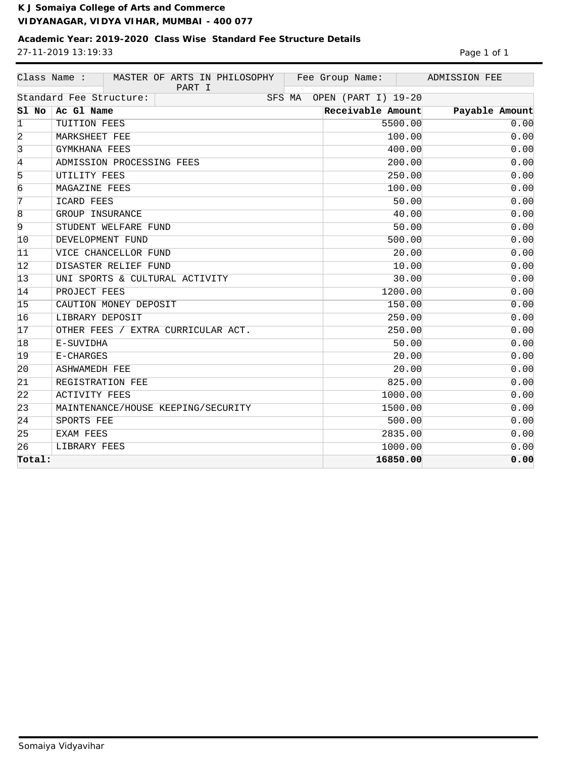**K J Somaiya College of Arts and Commerce**
**VIDYANAGAR, VIDYA VIHAR, MUMBAI - 400 077**

**Academic Year: 2019-2020 Class Wise Standard Fee Structure Details**

27-11-2019 13:19:33

| Class Name : | MASTER OF ARTS IN PHILOSOPHY PART I | Fee Group Name: | ADMISSION FEE |
|---|---|---|---|

Standard Fee Structure: SFS MA OPEN (PART I) 19-20

| Sl No | Ac Gl Name | Receivable Amount | Payable Amount |
|---|---|---|---|
| 1 | TUITION FEES | 5500.00 | 0.00 |
| 2 | MARKSHEET FEE | 100.00 | 0.00 |
| 3 | GYMKHANA FEES | 400.00 | 0.00 |
| 4 | ADMISSION PROCESSING FEES | 200.00 | 0.00 |
| 5 | UTILITY FEES | 250.00 | 0.00 |
| 6 | MAGAZINE FEES | 100.00 | 0.00 |
| 7 | ICARD FEES | 50.00 | 0.00 |
| 8 | GROUP INSURANCE | 40.00 | 0.00 |
| 9 | STUDENT WELFARE FUND | 50.00 | 0.00 |
| 10 | DEVELOPMENT FUND | 500.00 | 0.00 |
| 11 | VICE CHANCELLOR FUND | 20.00 | 0.00 |
| 12 | DISASTER RELIEF FUND | 10.00 | 0.00 |
| 13 | UNI SPORTS & CULTURAL ACTIVITY | 30.00 | 0.00 |
| 14 | PROJECT FEES | 1200.00 | 0.00 |
| 15 | CAUTION MONEY DEPOSIT | 150.00 | 0.00 |
| 16 | LIBRARY DEPOSIT | 250.00 | 0.00 |
| 17 | OTHER FEES / EXTRA CURRICULAR ACT. | 250.00 | 0.00 |
| 18 | E-SUVIDHA | 50.00 | 0.00 |
| 19 | E-CHARGES | 20.00 | 0.00 |
| 20 | ASHWAMEDH FEE | 20.00 | 0.00 |
| 21 | REGISTRATION FEE | 825.00 | 0.00 |
| 22 | ACTIVITY FEES | 1000.00 | 0.00 |
| 23 | MAINTENANCE/HOUSE KEEPING/SECURITY | 1500.00 | 0.00 |
| 24 | SPORTS FEE | 500.00 | 0.00 |
| 25 | EXAM FEES | 2835.00 | 0.00 |
| 26 | LIBRARY FEES | 1000.00 | 0.00 |
| **Total:** | | **16850.00** | **0.00** |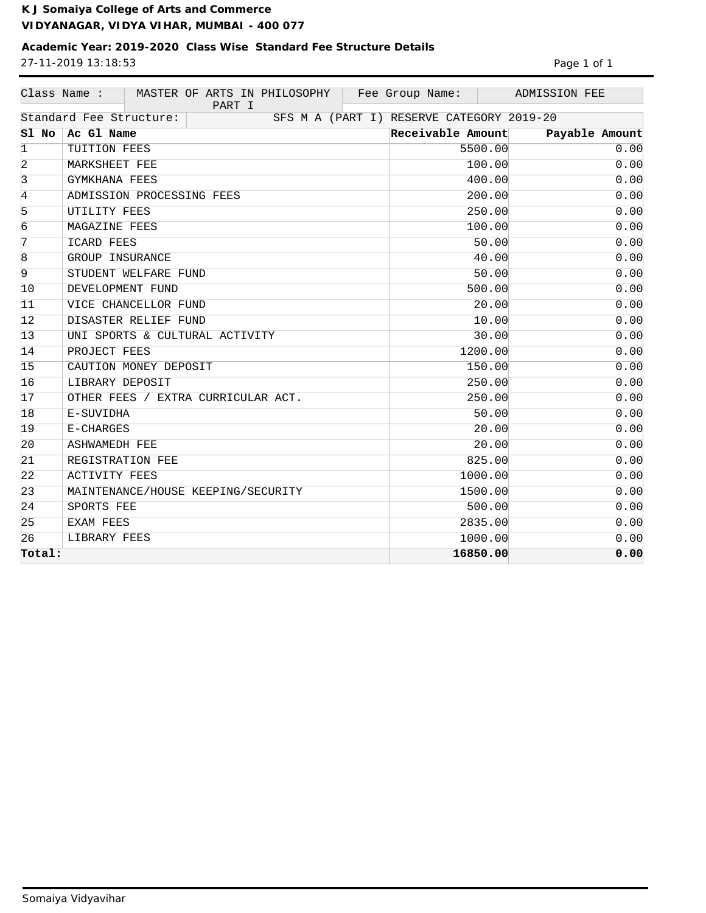**K J Somaiya College of Arts and Commerce**
**VIDYANAGAR, VIDYA VIHAR, MUMBAI - 400 077**

**Academic Year: 2019-2020 Class Wise Standard Fee Structure Details**

27-11-2019 13:18:53

| Class Name : | MASTER OF ARTS IN PHILOSOPHY PART I | Fee Group Name: | ADMISSION FEE |
|---|---|---|---|
| Standard Fee Structure: | SFS M A (PART I) RESERVE CATEGORY 2019-20 | | |

| Sl No | Ac Gl Name | Receivable Amount | Payable Amount |
|---|---|---|---|
| 1 | TUITION FEES | 5500.00 | 0.00 |
| 2 | MARKSHEET FEE | 100.00 | 0.00 |
| 3 | GYMKHANA FEES | 400.00 | 0.00 |
| 4 | ADMISSION PROCESSING FEES | 200.00 | 0.00 |
| 5 | UTILITY FEES | 250.00 | 0.00 |
| 6 | MAGAZINE FEES | 100.00 | 0.00 |
| 7 | ICARD FEES | 50.00 | 0.00 |
| 8 | GROUP INSURANCE | 40.00 | 0.00 |
| 9 | STUDENT WELFARE FUND | 50.00 | 0.00 |
| 10 | DEVELOPMENT FUND | 500.00 | 0.00 |
| 11 | VICE CHANCELLOR FUND | 20.00 | 0.00 |
| 12 | DISASTER RELIEF FUND | 10.00 | 0.00 |
| 13 | UNI SPORTS & CULTURAL ACTIVITY | 30.00 | 0.00 |
| 14 | PROJECT FEES | 1200.00 | 0.00 |
| 15 | CAUTION MONEY DEPOSIT | 150.00 | 0.00 |
| 16 | LIBRARY DEPOSIT | 250.00 | 0.00 |
| 17 | OTHER FEES / EXTRA CURRICULAR ACT. | 250.00 | 0.00 |
| 18 | E-SUVIDHA | 50.00 | 0.00 |
| 19 | E-CHARGES | 20.00 | 0.00 |
| 20 | ASHWAMEDH FEE | 20.00 | 0.00 |
| 21 | REGISTRATION FEE | 825.00 | 0.00 |
| 22 | ACTIVITY FEES | 1000.00 | 0.00 |
| 23 | MAINTENANCE/HOUSE KEEPING/SECURITY | 1500.00 | 0.00 |
| 24 | SPORTS FEE | 500.00 | 0.00 |
| 25 | EXAM FEES | 2835.00 | 0.00 |
| 26 | LIBRARY FEES | 1000.00 | 0.00 |
| **Total:** | | **16850.00** | **0.00** |